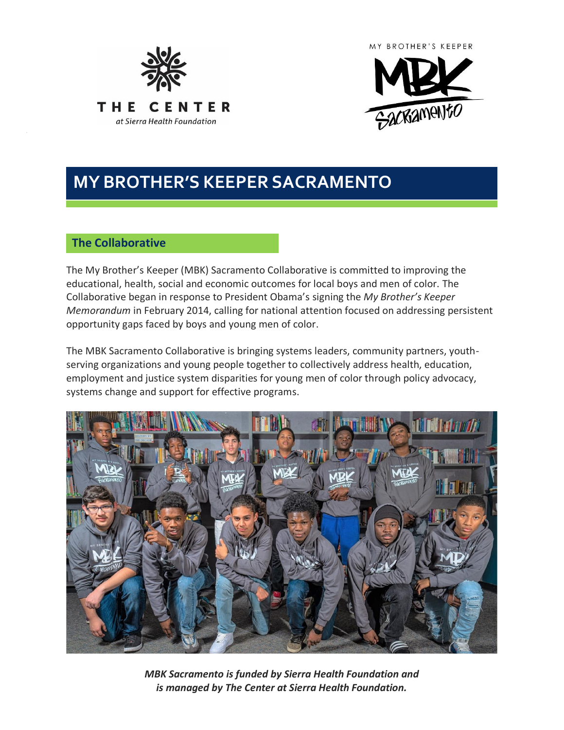THE CENTER at Sierra Health Foundation

MY BROTHER'S KEEPER MBK Sacramento

# MY BROTHER'S KEEPER SACRAMENTO

## The Collaborative

The My Brother's Keeper (MBK) Sacramento Collaborative is committed to improving the educational, health, social and economic outcomes for local boys and men of color. The Collaborative began in response to President Obama's signing the *My Brother's Keeper Memorandum* in February 2014, calling for national attention focused on addressing persistent opportunity gaps faced by boys and young men of color.

The MBK Sacramento Collaborative is bringing systems leaders, community partners, youth-serving organizations and young people together to collectively address health, education, employment and justice system disparities for young men of color through policy advocacy, systems change and support for effective programs.

***MBK Sacramento is funded by Sierra Health Foundation and is managed by The Center at Sierra Health Foundation.***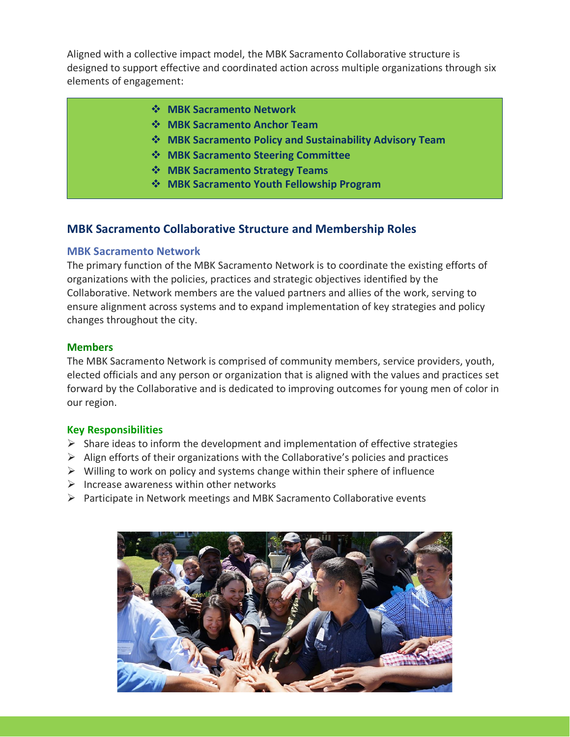Aligned with a collective impact model, the MBK Sacramento Collaborative structure is designed to support effective and coordinated action across multiple organizations through six elements of engagement:

- **MBK Sacramento Network**
- **MBK Sacramento Anchor Team**
- **MBK Sacramento Policy and Sustainability Advisory Team**
- **MBK Sacramento Steering Committee**
- **MBK Sacramento Strategy Teams**
- **MBK Sacramento Youth Fellowship Program**

## MBK Sacramento Collaborative Structure and Membership Roles

### MBK Sacramento Network

The primary function of the MBK Sacramento Network is to coordinate the existing efforts of organizations with the policies, practices and strategic objectives identified by the Collaborative. Network members are the valued partners and allies of the work, serving to ensure alignment across systems and to expand implementation of key strategies and policy changes throughout the city.

#### Members

The MBK Sacramento Network is comprised of community members, service providers, youth, elected officials and any person or organization that is aligned with the values and practices set forward by the Collaborative and is dedicated to improving outcomes for young men of color in our region.

#### Key Responsibilities

- Share ideas to inform the development and implementation of effective strategies
- Align efforts of their organizations with the Collaborative's policies and practices
- Willing to work on policy and systems change within their sphere of influence
- Increase awareness within other networks
- Participate in Network meetings and MBK Sacramento Collaborative events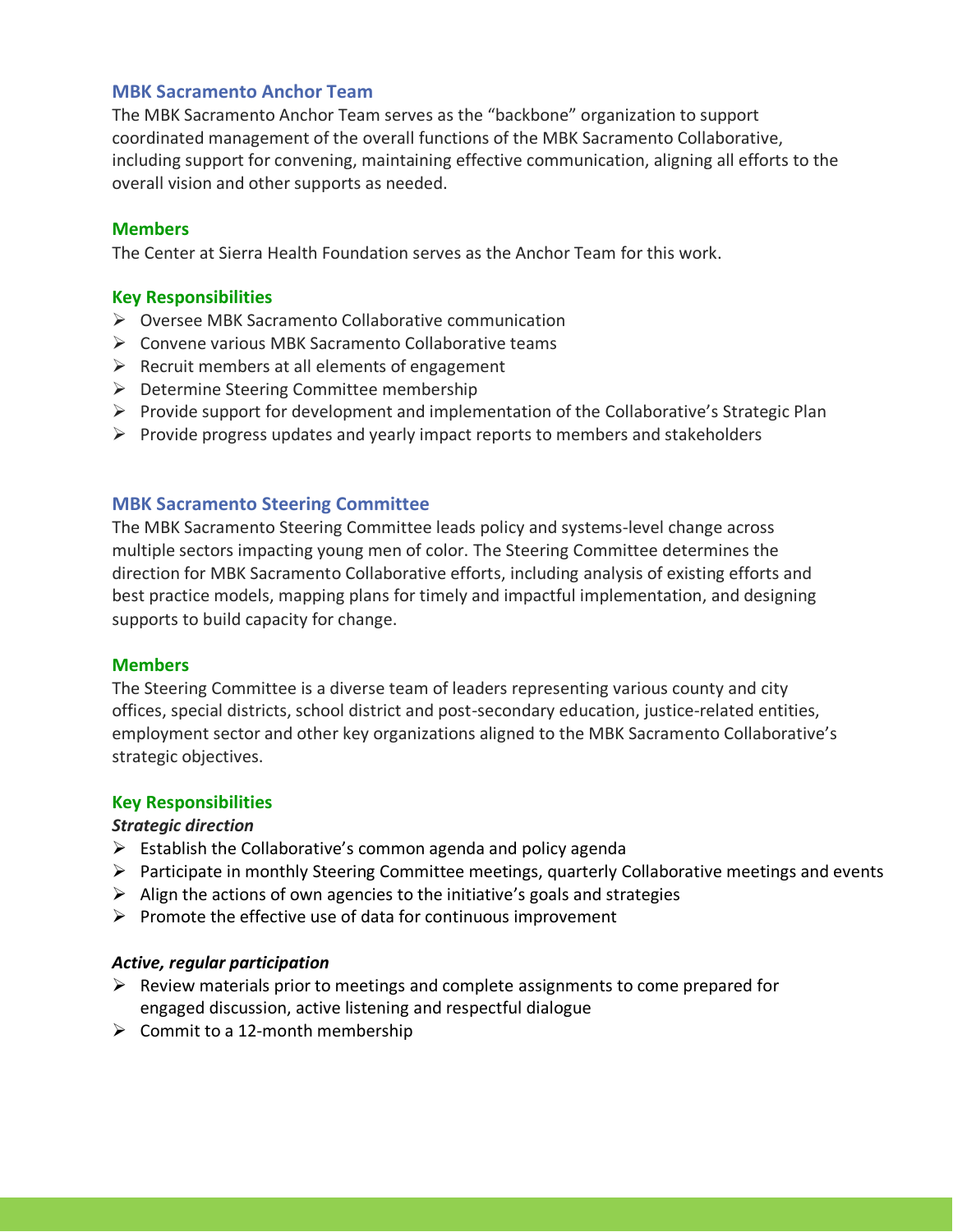## MBK Sacramento Anchor Team

The MBK Sacramento Anchor Team serves as the "backbone" organization to support coordinated management of the overall functions of the MBK Sacramento Collaborative, including support for convening, maintaining effective communication, aligning all efforts to the overall vision and other supports as needed.

### Members

The Center at Sierra Health Foundation serves as the Anchor Team for this work.

### Key Responsibilities

- Oversee MBK Sacramento Collaborative communication
- Convene various MBK Sacramento Collaborative teams
- Recruit members at all elements of engagement
- Determine Steering Committee membership
- Provide support for development and implementation of the Collaborative's Strategic Plan
- Provide progress updates and yearly impact reports to members and stakeholders

## MBK Sacramento Steering Committee

The MBK Sacramento Steering Committee leads policy and systems-level change across multiple sectors impacting young men of color. The Steering Committee determines the direction for MBK Sacramento Collaborative efforts, including analysis of existing efforts and best practice models, mapping plans for timely and impactful implementation, and designing supports to build capacity for change.

### Members

The Steering Committee is a diverse team of leaders representing various county and city offices, special districts, school district and post-secondary education, justice-related entities, employment sector and other key organizations aligned to the MBK Sacramento Collaborative's strategic objectives.

### Key Responsibilities

***Strategic direction***

- Establish the Collaborative's common agenda and policy agenda
- Participate in monthly Steering Committee meetings, quarterly Collaborative meetings and events
- Align the actions of own agencies to the initiative's goals and strategies
- Promote the effective use of data for continuous improvement

***Active, regular participation***

- Review materials prior to meetings and complete assignments to come prepared for engaged discussion, active listening and respectful dialogue
- Commit to a 12-month membership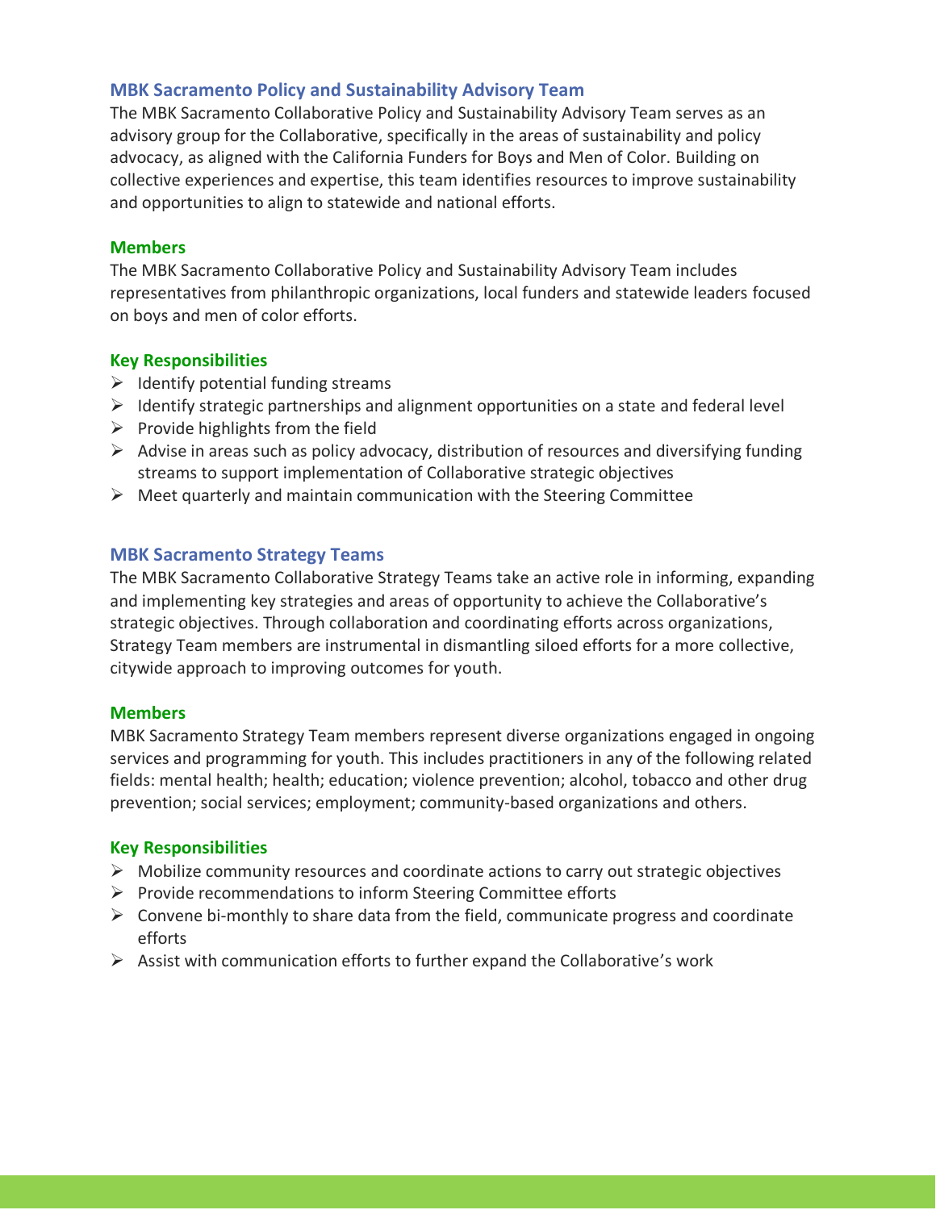## MBK Sacramento Policy and Sustainability Advisory Team

The MBK Sacramento Collaborative Policy and Sustainability Advisory Team serves as an advisory group for the Collaborative, specifically in the areas of sustainability and policy advocacy, as aligned with the California Funders for Boys and Men of Color. Building on collective experiences and expertise, this team identifies resources to improve sustainability and opportunities to align to statewide and national efforts.

### Members

The MBK Sacramento Collaborative Policy and Sustainability Advisory Team includes representatives from philanthropic organizations, local funders and statewide leaders focused on boys and men of color efforts.

### Key Responsibilities

- Identify potential funding streams
- Identify strategic partnerships and alignment opportunities on a state and federal level
- Provide highlights from the field
- Advise in areas such as policy advocacy, distribution of resources and diversifying funding streams to support implementation of Collaborative strategic objectives
- Meet quarterly and maintain communication with the Steering Committee

## MBK Sacramento Strategy Teams

The MBK Sacramento Collaborative Strategy Teams take an active role in informing, expanding and implementing key strategies and areas of opportunity to achieve the Collaborative's strategic objectives. Through collaboration and coordinating efforts across organizations, Strategy Team members are instrumental in dismantling siloed efforts for a more collective, citywide approach to improving outcomes for youth.

### Members

MBK Sacramento Strategy Team members represent diverse organizations engaged in ongoing services and programming for youth. This includes practitioners in any of the following related fields: mental health; health; education; violence prevention; alcohol, tobacco and other drug prevention; social services; employment; community-based organizations and others.

### Key Responsibilities

- Mobilize community resources and coordinate actions to carry out strategic objectives
- Provide recommendations to inform Steering Committee efforts
- Convene bi-monthly to share data from the field, communicate progress and coordinate efforts
- Assist with communication efforts to further expand the Collaborative's work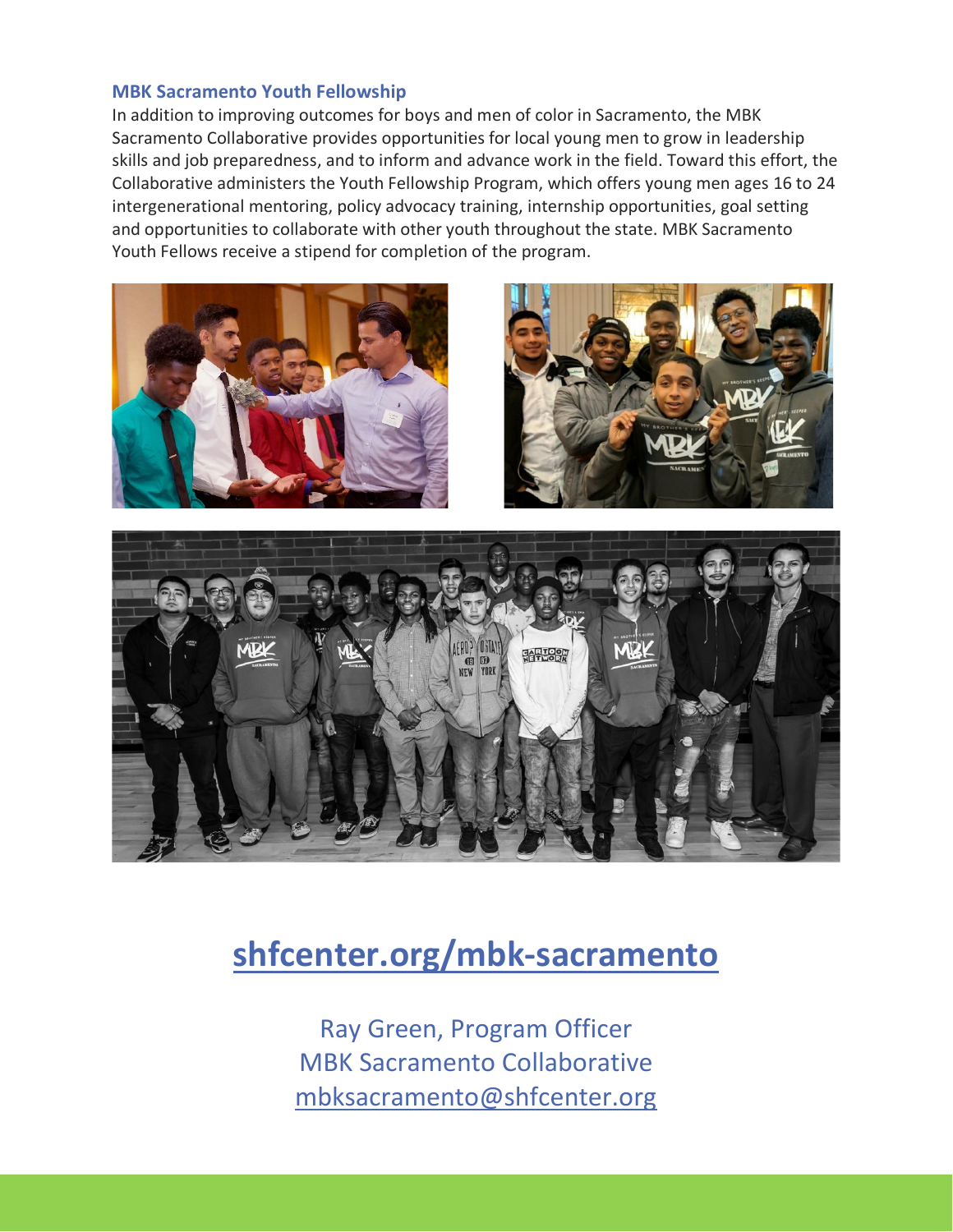### MBK Sacramento Youth Fellowship

In addition to improving outcomes for boys and men of color in Sacramento, the MBK Sacramento Collaborative provides opportunities for local young men to grow in leadership skills and job preparedness, and to inform and advance work in the field. Toward this effort, the Collaborative administers the Youth Fellowship Program, which offers young men ages 16 to 24 intergenerational mentoring, policy advocacy training, internship opportunities, goal setting and opportunities to collaborate with other youth throughout the state. MBK Sacramento Youth Fellows receive a stipend for completion of the program.

## shfcenter.org/mbk-sacramento

Ray Green, Program Officer
MBK Sacramento Collaborative
mbksacramento@shfcenter.org